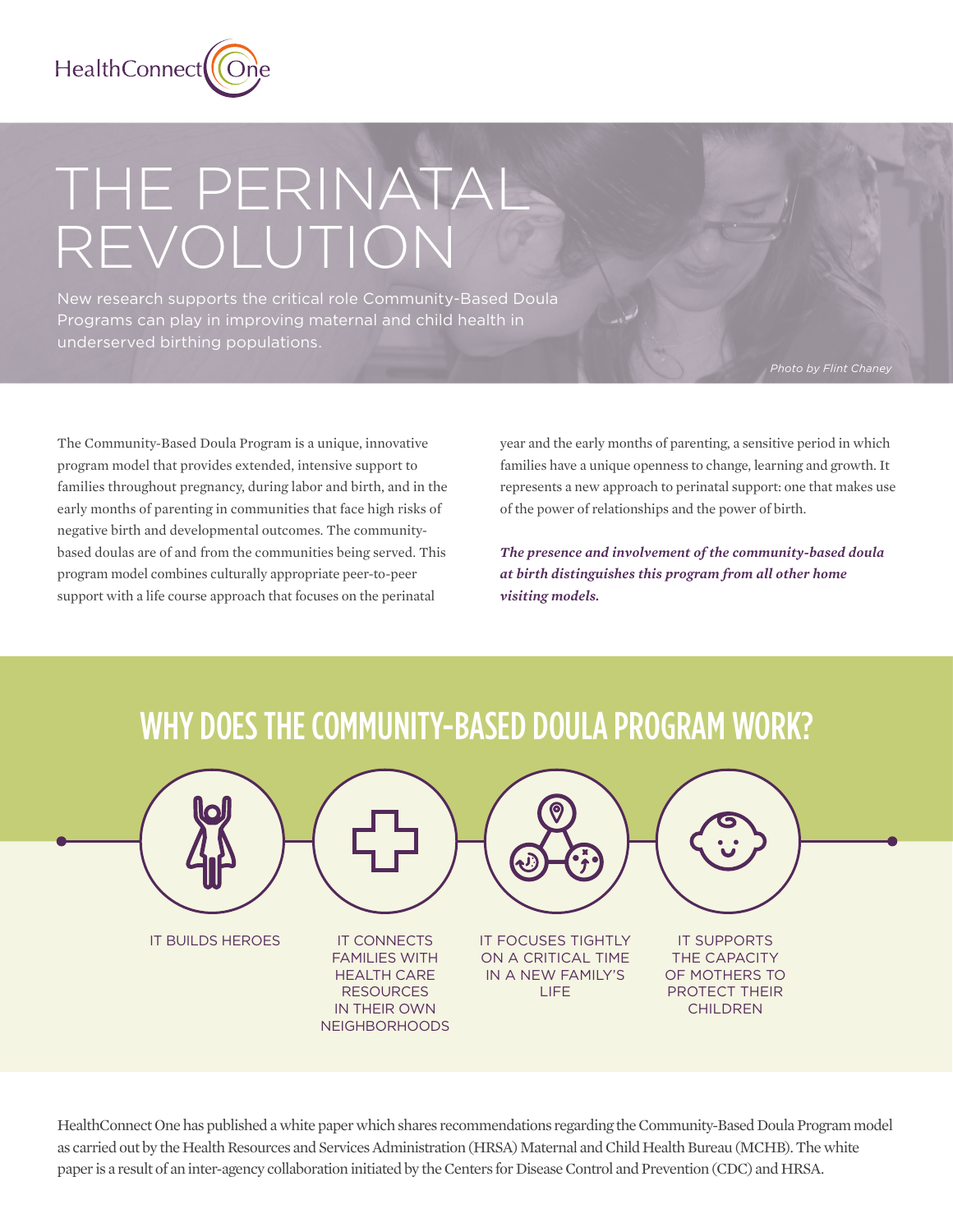HealthConnect One

# THE PERINATAL REVOLUTION

New research supports the critical role Community-Based Doula Programs can play in improving maternal and child health in underserved birthing populations.

*Photo by Flint Chaney*

The Community-Based Doula Program is a unique, innovative program model that provides extended, intensive support to families throughout pregnancy, during labor and birth, and in the early months of parenting in communities that face high risks of negative birth and developmental outcomes. The community-based doulas are of and from the communities being served. This program model combines culturally appropriate peer-to-peer support with a life course approach that focuses on the perinatal year and the early months of parenting, a sensitive period in which families have a unique openness to change, learning and growth. It represents a new approach to perinatal support: one that makes use of the power of relationships and the power of birth.

***The presence and involvement of the community-based doula at birth distinguishes this program from all other home visiting models.***

## WHY DOES THE COMMUNITY-BASED DOULA PROGRAM WORK?

- IT BUILDS HEROES
- IT CONNECTS FAMILIES WITH HEALTH CARE RESOURCES IN THEIR OWN NEIGHBORHOODS
- IT FOCUSES TIGHTLY ON A CRITICAL TIME IN A NEW FAMILY'S LIFE
- IT SUPPORTS THE CAPACITY OF MOTHERS TO PROTECT THEIR CHILDREN

HealthConnect One has published a white paper which shares recommendations regarding the Community-Based Doula Program model as carried out by the Health Resources and Services Administration (HRSA) Maternal and Child Health Bureau (MCHB). The white paper is a result of an inter-agency collaboration initiated by the Centers for Disease Control and Prevention (CDC) and HRSA.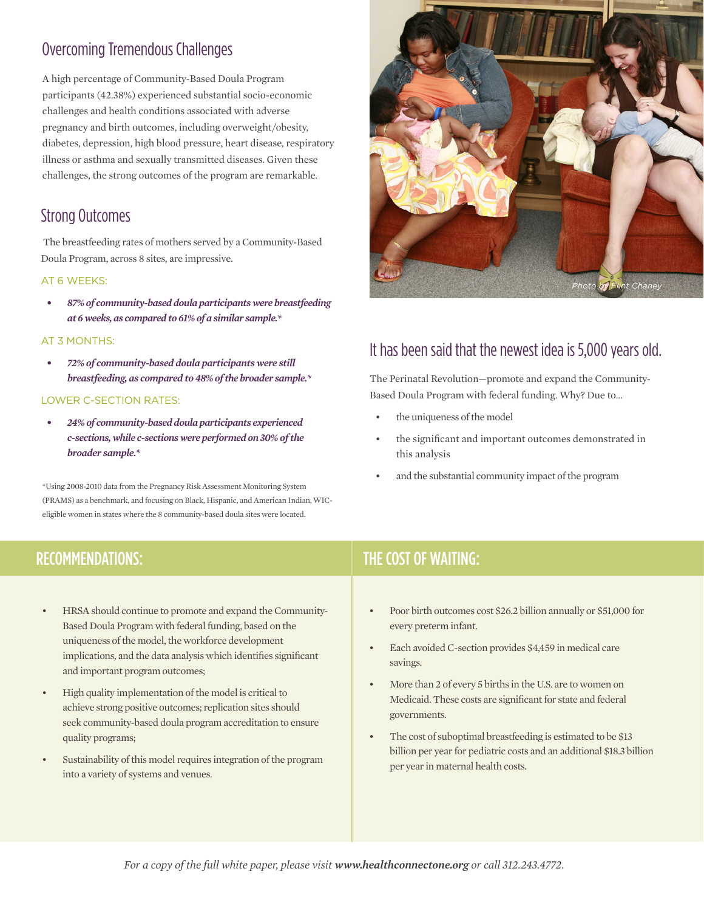## Overcoming Tremendous Challenges

A high percentage of Community-Based Doula Program participants (42.38%) experienced substantial socio-economic challenges and health conditions associated with adverse pregnancy and birth outcomes, including overweight/obesity, diabetes, depression, high blood pressure, heart disease, respiratory illness or asthma and sexually transmitted diseases. Given these challenges, the strong outcomes of the program are remarkable.

## Strong Outcomes

The breastfeeding rates of mothers served by a Community-Based Doula Program, across 8 sites, are impressive.

AT 6 WEEKS:

- ***87% of community-based doula participants were breastfeeding at 6 weeks, as compared to 61% of a similar sample.****

AT 3 MONTHS:

- ***72% of community-based doula participants were still breastfeeding, as compared to 48% of the broader sample.****

LOWER C-SECTION RATES:

- ***24% of community-based doula participants experienced c-sections, while c-sections were performed on 30% of the broader sample.****

*Using 2008-2010 data from the Pregnancy Risk Assessment Monitoring System (PRAMS) as a benchmark, and focusing on Black, Hispanic, and American Indian, WIC-eligible women in states where the 8 community-based doula sites were located.

Photo by Flint Chaney

## It has been said that the newest idea is 5,000 years old.

The Perinatal Revolution—promote and expand the Community-Based Doula Program with federal funding. Why? Due to...

- the uniqueness of the model
- the significant and important outcomes demonstrated in this analysis
- and the substantial community impact of the program

## RECOMMENDATIONS:

- HRSA should continue to promote and expand the Community-Based Doula Program with federal funding, based on the uniqueness of the model, the workforce development implications, and the data analysis which identifies significant and important program outcomes;
- High quality implementation of the model is critical to achieve strong positive outcomes; replication sites should seek community-based doula program accreditation to ensure quality programs;
- Sustainability of this model requires integration of the program into a variety of systems and venues.

## THE COST OF WAITING:

- Poor birth outcomes cost $26.2 billion annually or $51,000 for every preterm infant.
- Each avoided C-section provides $4,459 in medical care savings.
- More than 2 of every 5 births in the U.S. are to women on Medicaid. These costs are significant for state and federal governments.
- The cost of suboptimal breastfeeding is estimated to be $13 billion per year for pediatric costs and an additional $18.3 billion per year in maternal health costs.

*For a copy of the full white paper, please visit **www.healthconnectone.org** or call 312.243.4772.*